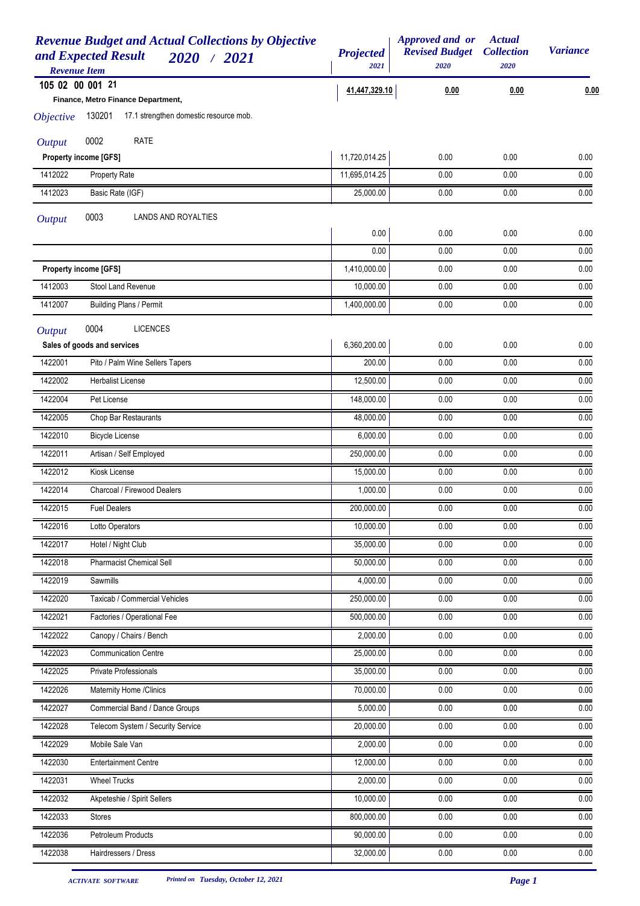# Revenue Budget and Actual Collections by Objective and Expected Result 2020 / 2021

| Revenue Item | | Projected 2021 | Approved and or Revised Budget 2020 | Actual Collection 2020 | Variance |
|---|---|---|---|---|---|
| **105 02 00 001 21** | **Finance, Metro Finance Department,** | **41,447,329.10** | **0.00** | **0.00** | **0.00** |
| *Objective* 130201 | 17.1 strengthen domestic resource mob. | | | | |
| *Output* 0002 | RATE | | | | |
| **Property income [GFS]** | | 11,720,014.25 | 0.00 | 0.00 | 0.00 |
| 1412022 | Property Rate | 11,695,014.25 | 0.00 | 0.00 | 0.00 |
| 1412023 | Basic Rate (IGF) | 25,000.00 | 0.00 | 0.00 | 0.00 |
| *Output* 0003 | LANDS AND ROYALTIES | | | | |
| | | 0.00 | 0.00 | 0.00 | 0.00 |
| | | 0.00 | 0.00 | 0.00 | 0.00 |
| **Property income [GFS]** | | 1,410,000.00 | 0.00 | 0.00 | 0.00 |
| 1412003 | Stool Land Revenue | 10,000.00 | 0.00 | 0.00 | 0.00 |
| 1412007 | Building Plans / Permit | 1,400,000.00 | 0.00 | 0.00 | 0.00 |
| *Output* 0004 | LICENCES | | | | |
| **Sales of goods and services** | | 6,360,200.00 | 0.00 | 0.00 | 0.00 |
| 1422001 | Pito / Palm Wine Sellers Tapers | 200.00 | 0.00 | 0.00 | 0.00 |
| 1422002 | Herbalist License | 12,500.00 | 0.00 | 0.00 | 0.00 |
| 1422004 | Pet License | 148,000.00 | 0.00 | 0.00 | 0.00 |
| 1422005 | Chop Bar Restaurants | 48,000.00 | 0.00 | 0.00 | 0.00 |
| 1422010 | Bicycle License | 6,000.00 | 0.00 | 0.00 | 0.00 |
| 1422011 | Artisan / Self Employed | 250,000.00 | 0.00 | 0.00 | 0.00 |
| 1422012 | Kiosk License | 15,000.00 | 0.00 | 0.00 | 0.00 |
| 1422014 | Charcoal / Firewood Dealers | 1,000.00 | 0.00 | 0.00 | 0.00 |
| 1422015 | Fuel Dealers | 200,000.00 | 0.00 | 0.00 | 0.00 |
| 1422016 | Lotto Operators | 10,000.00 | 0.00 | 0.00 | 0.00 |
| 1422017 | Hotel / Night Club | 35,000.00 | 0.00 | 0.00 | 0.00 |
| 1422018 | Pharmacist Chemical Sell | 50,000.00 | 0.00 | 0.00 | 0.00 |
| 1422019 | Sawmills | 4,000.00 | 0.00 | 0.00 | 0.00 |
| 1422020 | Taxicab / Commercial Vehicles | 250,000.00 | 0.00 | 0.00 | 0.00 |
| 1422021 | Factories / Operational Fee | 500,000.00 | 0.00 | 0.00 | 0.00 |
| 1422022 | Canopy / Chairs / Bench | 2,000.00 | 0.00 | 0.00 | 0.00 |
| 1422023 | Communication Centre | 25,000.00 | 0.00 | 0.00 | 0.00 |
| 1422025 | Private Professionals | 35,000.00 | 0.00 | 0.00 | 0.00 |
| 1422026 | Maternity Home /Clinics | 70,000.00 | 0.00 | 0.00 | 0.00 |
| 1422027 | Commercial Band / Dance Groups | 5,000.00 | 0.00 | 0.00 | 0.00 |
| 1422028 | Telecom System / Security Service | 20,000.00 | 0.00 | 0.00 | 0.00 |
| 1422029 | Mobile Sale Van | 2,000.00 | 0.00 | 0.00 | 0.00 |
| 1422030 | Entertainment Centre | 12,000.00 | 0.00 | 0.00 | 0.00 |
| 1422031 | Wheel Trucks | 2,000.00 | 0.00 | 0.00 | 0.00 |
| 1422032 | Akpeteshie / Spirit Sellers | 10,000.00 | 0.00 | 0.00 | 0.00 |
| 1422033 | Stores | 800,000.00 | 0.00 | 0.00 | 0.00 |
| 1422036 | Petroleum Products | 90,000.00 | 0.00 | 0.00 | 0.00 |
| 1422038 | Hairdressers / Dress | 32,000.00 | 0.00 | 0.00 | 0.00 |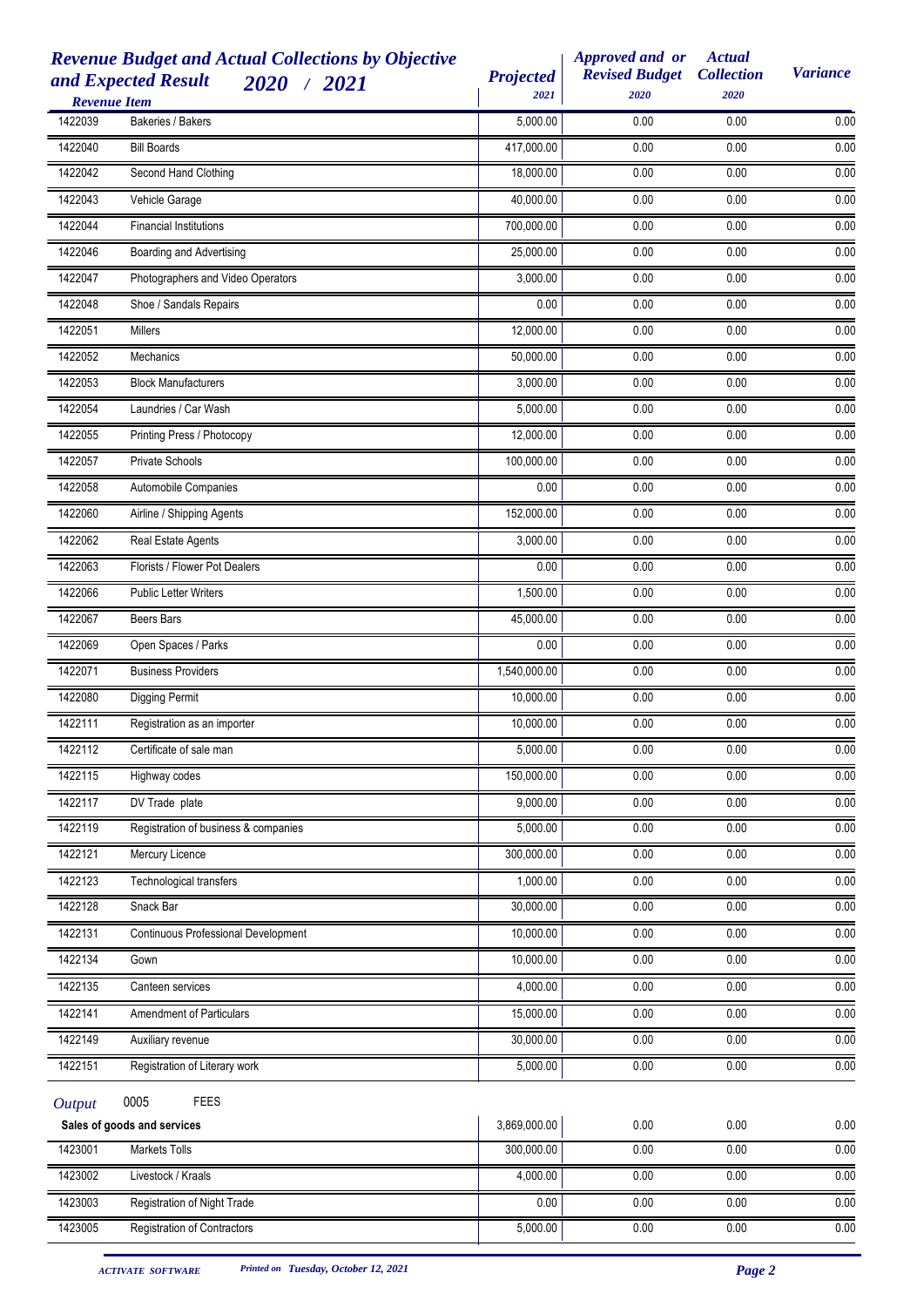# Revenue Budget and Actual Collections by Objective and Expected Result 2020 / 2021

| Revenue Item | | Projected 2021 | Approved and or Revised Budget 2020 | Actual Collection 2020 | Variance |
|---|---|---|---|---|---|
| 1422039 | Bakeries / Bakers | 5,000.00 | 0.00 | 0.00 | 0.00 |
| 1422040 | Bill Boards | 417,000.00 | 0.00 | 0.00 | 0.00 |
| 1422042 | Second Hand Clothing | 18,000.00 | 0.00 | 0.00 | 0.00 |
| 1422043 | Vehicle Garage | 40,000.00 | 0.00 | 0.00 | 0.00 |
| 1422044 | Financial Institutions | 700,000.00 | 0.00 | 0.00 | 0.00 |
| 1422046 | Boarding and Advertising | 25,000.00 | 0.00 | 0.00 | 0.00 |
| 1422047 | Photographers and Video Operators | 3,000.00 | 0.00 | 0.00 | 0.00 |
| 1422048 | Shoe / Sandals Repairs | 0.00 | 0.00 | 0.00 | 0.00 |
| 1422051 | Millers | 12,000.00 | 0.00 | 0.00 | 0.00 |
| 1422052 | Mechanics | 50,000.00 | 0.00 | 0.00 | 0.00 |
| 1422053 | Block Manufacturers | 3,000.00 | 0.00 | 0.00 | 0.00 |
| 1422054 | Laundries / Car Wash | 5,000.00 | 0.00 | 0.00 | 0.00 |
| 1422055 | Printing Press / Photocopy | 12,000.00 | 0.00 | 0.00 | 0.00 |
| 1422057 | Private Schools | 100,000.00 | 0.00 | 0.00 | 0.00 |
| 1422058 | Automobile Companies | 0.00 | 0.00 | 0.00 | 0.00 |
| 1422060 | Airline / Shipping Agents | 152,000.00 | 0.00 | 0.00 | 0.00 |
| 1422062 | Real Estate Agents | 3,000.00 | 0.00 | 0.00 | 0.00 |
| 1422063 | Florists / Flower Pot Dealers | 0.00 | 0.00 | 0.00 | 0.00 |
| 1422066 | Public Letter Writers | 1,500.00 | 0.00 | 0.00 | 0.00 |
| 1422067 | Beers Bars | 45,000.00 | 0.00 | 0.00 | 0.00 |
| 1422069 | Open Spaces / Parks | 0.00 | 0.00 | 0.00 | 0.00 |
| 1422071 | Business Providers | 1,540,000.00 | 0.00 | 0.00 | 0.00 |
| 1422080 | Digging Permit | 10,000.00 | 0.00 | 0.00 | 0.00 |
| 1422111 | Registration as an importer | 10,000.00 | 0.00 | 0.00 | 0.00 |
| 1422112 | Certificate of sale man | 5,000.00 | 0.00 | 0.00 | 0.00 |
| 1422115 | Highway codes | 150,000.00 | 0.00 | 0.00 | 0.00 |
| 1422117 | DV Trade plate | 9,000.00 | 0.00 | 0.00 | 0.00 |
| 1422119 | Registration of business & companies | 5,000.00 | 0.00 | 0.00 | 0.00 |
| 1422121 | Mercury Licence | 300,000.00 | 0.00 | 0.00 | 0.00 |
| 1422123 | Technological transfers | 1,000.00 | 0.00 | 0.00 | 0.00 |
| 1422128 | Snack Bar | 30,000.00 | 0.00 | 0.00 | 0.00 |
| 1422131 | Continuous Professional Development | 10,000.00 | 0.00 | 0.00 | 0.00 |
| 1422134 | Gown | 10,000.00 | 0.00 | 0.00 | 0.00 |
| 1422135 | Canteen services | 4,000.00 | 0.00 | 0.00 | 0.00 |
| 1422141 | Amendment of Particulars | 15,000.00 | 0.00 | 0.00 | 0.00 |
| 1422149 | Auxiliary revenue | 30,000.00 | 0.00 | 0.00 | 0.00 |
| 1422151 | Registration of Literary work | 5,000.00 | 0.00 | 0.00 | 0.00 |
| *Output* | 0005 FEES | | | | |
| **Sales of goods and services** | | 3,869,000.00 | 0.00 | 0.00 | 0.00 |
| 1423001 | Markets Tolls | 300,000.00 | 0.00 | 0.00 | 0.00 |
| 1423002 | Livestock / Kraals | 4,000.00 | 0.00 | 0.00 | 0.00 |
| 1423003 | Registration of Night Trade | 0.00 | 0.00 | 0.00 | 0.00 |
| 1423005 | Registration of Contractors | 5,000.00 | 0.00 | 0.00 | 0.00 |

*ACTIVATE SOFTWARE* *Printed on Tuesday, October 12, 2021*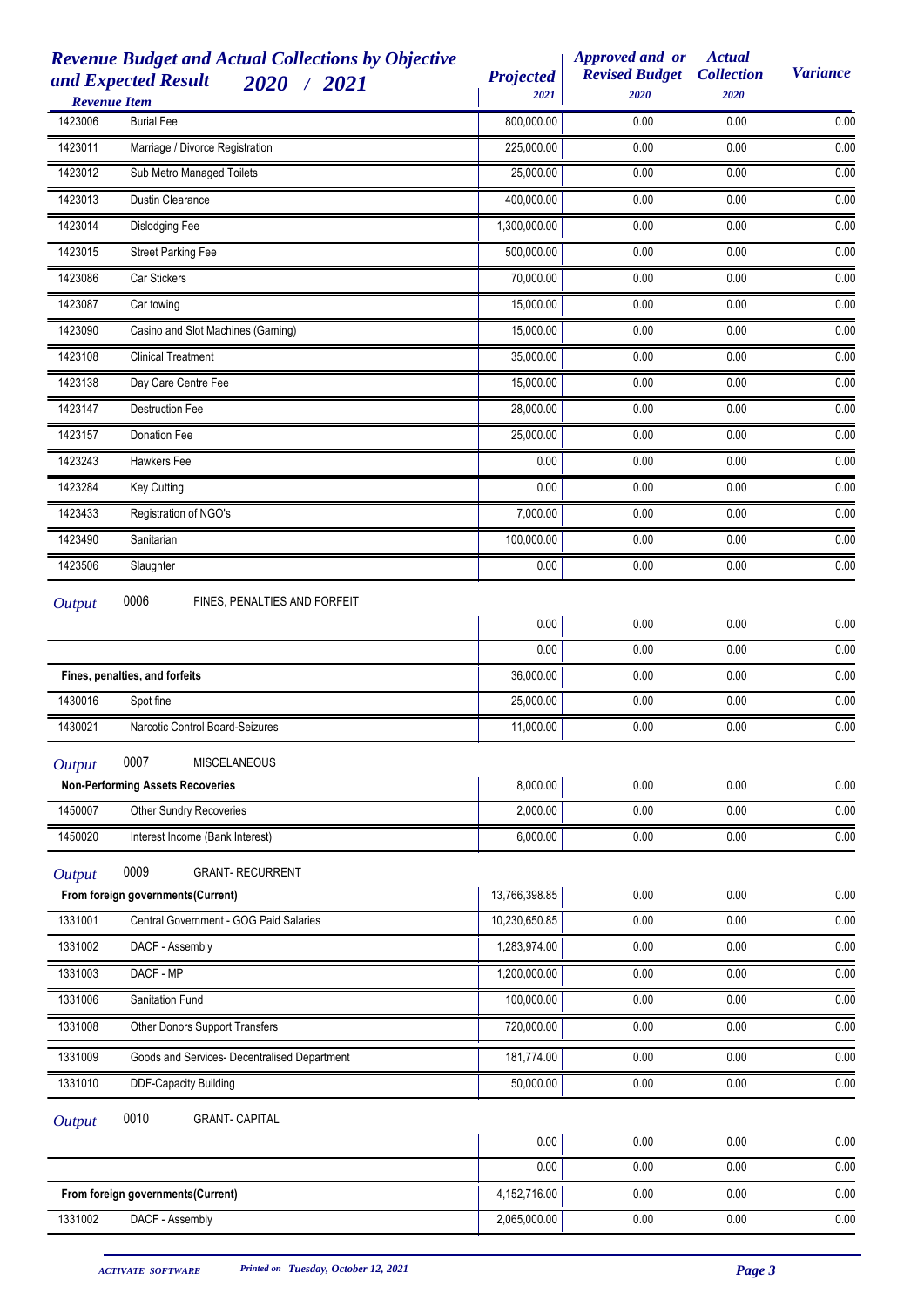## Revenue Budget and Actual Collections by Objective and Expected Result 2020 / 2021

| Revenue Item | | Projected 2021 | Approved and or Revised Budget 2020 | Actual Collection 2020 | Variance |
|---|---|---|---|---|---|
| 1423006 | Burial Fee | 800,000.00 | 0.00 | 0.00 | 0.00 |
| 1423011 | Marriage / Divorce Registration | 225,000.00 | 0.00 | 0.00 | 0.00 |
| 1423012 | Sub Metro Managed Toilets | 25,000.00 | 0.00 | 0.00 | 0.00 |
| 1423013 | Dustin Clearance | 400,000.00 | 0.00 | 0.00 | 0.00 |
| 1423014 | Dislodging Fee | 1,300,000.00 | 0.00 | 0.00 | 0.00 |
| 1423015 | Street Parking Fee | 500,000.00 | 0.00 | 0.00 | 0.00 |
| 1423086 | Car Stickers | 70,000.00 | 0.00 | 0.00 | 0.00 |
| 1423087 | Car towing | 15,000.00 | 0.00 | 0.00 | 0.00 |
| 1423090 | Casino and Slot Machines (Gaming) | 15,000.00 | 0.00 | 0.00 | 0.00 |
| 1423108 | Clinical Treatment | 35,000.00 | 0.00 | 0.00 | 0.00 |
| 1423138 | Day Care Centre Fee | 15,000.00 | 0.00 | 0.00 | 0.00 |
| 1423147 | Destruction Fee | 28,000.00 | 0.00 | 0.00 | 0.00 |
| 1423157 | Donation Fee | 25,000.00 | 0.00 | 0.00 | 0.00 |
| 1423243 | Hawkers Fee | 0.00 | 0.00 | 0.00 | 0.00 |
| 1423284 | Key Cutting | 0.00 | 0.00 | 0.00 | 0.00 |
| 1423433 | Registration of NGO's | 7,000.00 | 0.00 | 0.00 | 0.00 |
| 1423490 | Sanitarian | 100,000.00 | 0.00 | 0.00 | 0.00 |
| 1423506 | Slaughter | 0.00 | 0.00 | 0.00 | 0.00 |
| *Output* 0006 | FINES, PENALTIES AND FORFEIT | | | | |
| | | 0.00 | 0.00 | 0.00 | 0.00 |
| | | 0.00 | 0.00 | 0.00 | 0.00 |
| **Fines, penalties, and forfeits** | | 36,000.00 | 0.00 | 0.00 | 0.00 |
| 1430016 | Spot fine | 25,000.00 | 0.00 | 0.00 | 0.00 |
| 1430021 | Narcotic Control Board-Seizures | 11,000.00 | 0.00 | 0.00 | 0.00 |
| *Output* 0007 | MISCELANEOUS | | | | |
| **Non-Performing Assets Recoveries** | | 8,000.00 | 0.00 | 0.00 | 0.00 |
| 1450007 | Other Sundry Recoveries | 2,000.00 | 0.00 | 0.00 | 0.00 |
| 1450020 | Interest Income (Bank Interest) | 6,000.00 | 0.00 | 0.00 | 0.00 |
| *Output* 0009 | GRANT- RECURRENT | | | | |
| **From foreign governments(Current)** | | 13,766,398.85 | 0.00 | 0.00 | 0.00 |
| 1331001 | Central Government - GOG Paid Salaries | 10,230,650.85 | 0.00 | 0.00 | 0.00 |
| 1331002 | DACF - Assembly | 1,283,974.00 | 0.00 | 0.00 | 0.00 |
| 1331003 | DACF - MP | 1,200,000.00 | 0.00 | 0.00 | 0.00 |
| 1331006 | Sanitation Fund | 100,000.00 | 0.00 | 0.00 | 0.00 |
| 1331008 | Other Donors Support Transfers | 720,000.00 | 0.00 | 0.00 | 0.00 |
| 1331009 | Goods and Services- Decentralised Department | 181,774.00 | 0.00 | 0.00 | 0.00 |
| 1331010 | DDF-Capacity Building | 50,000.00 | 0.00 | 0.00 | 0.00 |
| *Output* 0010 | GRANT- CAPITAL | | | | |
| | | 0.00 | 0.00 | 0.00 | 0.00 |
| | | 0.00 | 0.00 | 0.00 | 0.00 |
| **From foreign governments(Current)** | | 4,152,716.00 | 0.00 | 0.00 | 0.00 |
| 1331002 | DACF - Assembly | 2,065,000.00 | 0.00 | 0.00 | 0.00 |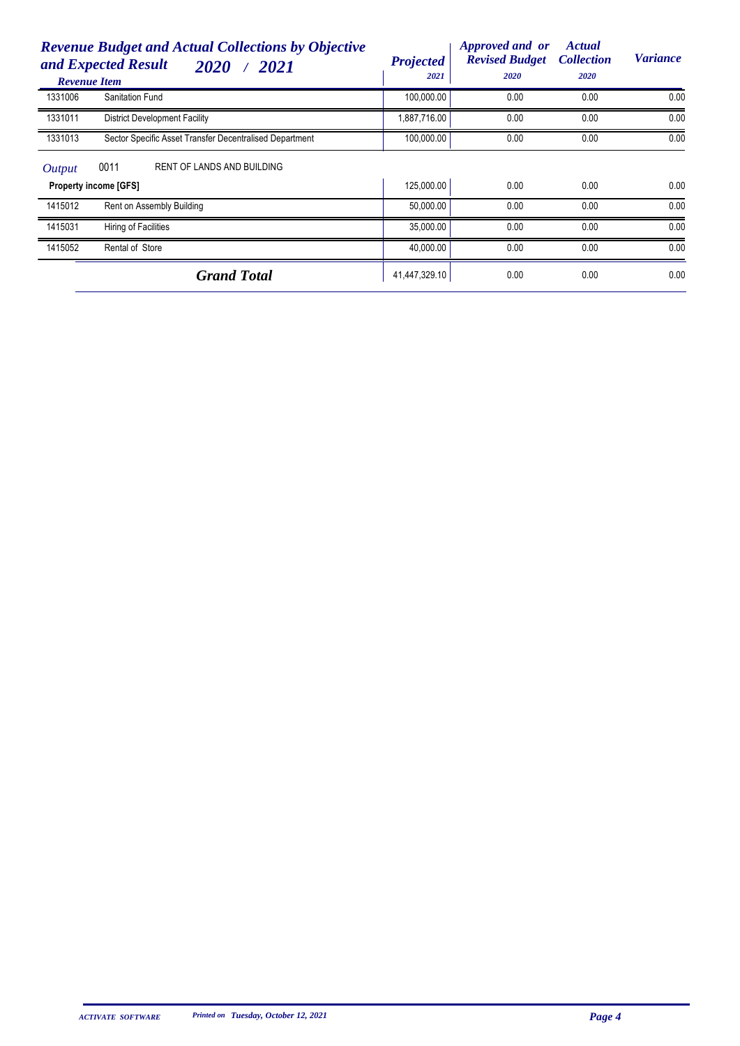## Revenue Budget and Actual Collections by Objective and Expected Result 2020 / 2021

| Revenue Item | | Projected 2021 | Approved and or Revised Budget 2020 | Actual Collection 2020 | Variance |
|---|---|---|---|---|---|
| 1331006 | Sanitation Fund | 100,000.00 | 0.00 | 0.00 | 0.00 |
| 1331011 | District Development Facility | 1,887,716.00 | 0.00 | 0.00 | 0.00 |
| 1331013 | Sector Specific Asset Transfer Decentralised Department | 100,000.00 | 0.00 | 0.00 | 0.00 |
| *Output* 0011 | RENT OF LANDS AND BUILDING | | | | |
| **Property income [GFS]** | | 125,000.00 | 0.00 | 0.00 | 0.00 |
| 1415012 | Rent on Assembly Building | 50,000.00 | 0.00 | 0.00 | 0.00 |
| 1415031 | Hiring of Facilities | 35,000.00 | 0.00 | 0.00 | 0.00 |
| 1415052 | Rental of Store | 40,000.00 | 0.00 | 0.00 | 0.00 |
| | ***Grand Total*** | 41,447,329.10 | 0.00 | 0.00 | 0.00 |

*ACTIVATE SOFTWARE* *Printed on Tuesday, October 12, 2021*